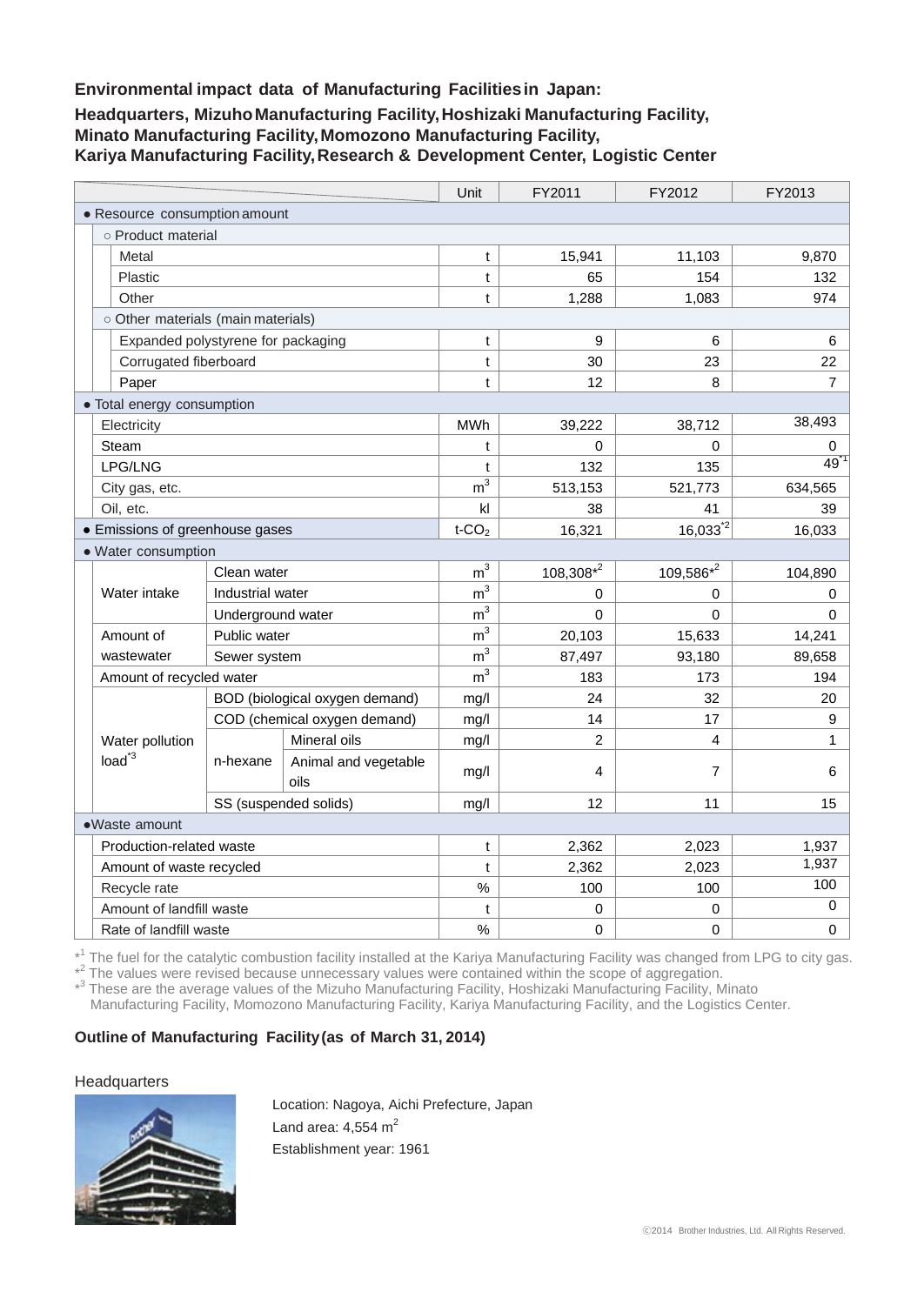## Environmental impact data of Manufacturing Facilities in Japan:

### Headquarters, Mizuho Manufacturing Facility, Hoshizaki Manufacturing Facility, Minato Manufacturing Facility, Momozono Manufacturing Facility, Kariya Manufacturing Facility, Research & Development Center, Logistic Center

| | | | Unit | FY2011 | FY2012 | FY2013 |
|---|---|---|---|---|---|---|
| • Resource consumption amount | | | | | | |
| ○ Product material | | | | | | |
| Metal | | | t | 15,941 | 11,103 | 9,870 |
| Plastic | | | t | 65 | 154 | 132 |
| Other | | | t | 1,288 | 1,083 | 974 |
| ○ Other materials (main materials) | | | | | | |
| Expanded polystyrene for packaging | | | t | 9 | 6 | 6 |
| Corrugated fiberboard | | | t | 30 | 23 | 22 |
| Paper | | | t | 12 | 8 | 7 |
| • Total energy consumption | | | | | | |
| Electricity | | | MWh | 39,222 | 38,712 | 38,493 |
| Steam | | | t | 0 | 0 | 0 |
| LPG/LNG | | | t | 132 | 135 | 49*[1] |
| City gas, etc. | | | $m^3$ | 513,153 | 521,773 | 634,565 |
| Oil, etc. | | | kl | 38 | 41 | 39 |
| • Emissions of greenhouse gases | | | t-$CO_2$ | 16,321 | 16,033*[2] | 16,033 |
| • Water consumption | | | | | | |
| Water intake | Clean water | | $m^3$ | 108,308*[2] | 109,586*[2] | 104,890 |
| | Industrial water | | $m^3$ | 0 | 0 | 0 |
| | Underground water | | $m^3$ | 0 | 0 | 0 |
| Amount of wastewater | Public water | | $m^3$ | 20,103 | 15,633 | 14,241 |
| | Sewer system | | $m^3$ | 87,497 | 93,180 | 89,658 |
| Amount of recycled water | | | $m^3$ | 183 | 173 | 194 |
| Water pollution load*[3] | BOD (biological oxygen demand) | | mg/l | 24 | 32 | 20 |
| | COD (chemical oxygen demand) | | mg/l | 14 | 17 | 9 |
| | n-hexane | Mineral oils | mg/l | 2 | 4 | 1 |
| | | Animal and vegetable oils | mg/l | 4 | 7 | 6 |
| | SS (suspended solids) | | mg/l | 12 | 11 | 15 |
| • Waste amount | | | | | | |
| Production-related waste | | | t | 2,362 | 2,023 | 1,937 |
| Amount of waste recycled | | | t | 2,362 | 2,023 | 1,937 |
| Recycle rate | | | % | 100 | 100 | 100 |
| Amount of landfill waste | | | t | 0 | 0 | 0 |
| Rate of landfill waste | | | % | 0 | 0 | 0 |

*[1] The fuel for the catalytic combustion facility installed at the Kariya Manufacturing Facility was changed from LPG to city gas.
*[2] The values were revised because unnecessary values were contained within the scope of aggregation.
*[3] These are the average values of the Mizuho Manufacturing Facility, Hoshizaki Manufacturing Facility, Minato Manufacturing Facility, Momozono Manufacturing Facility, Kariya Manufacturing Facility, and the Logistics Center.

### Outline of Manufacturing Facility (as of March 31, 2014)

Headquarters

Location: Nagoya, Aichi Prefecture, Japan
Land area: 4,554 $m^2$
Establishment year: 1961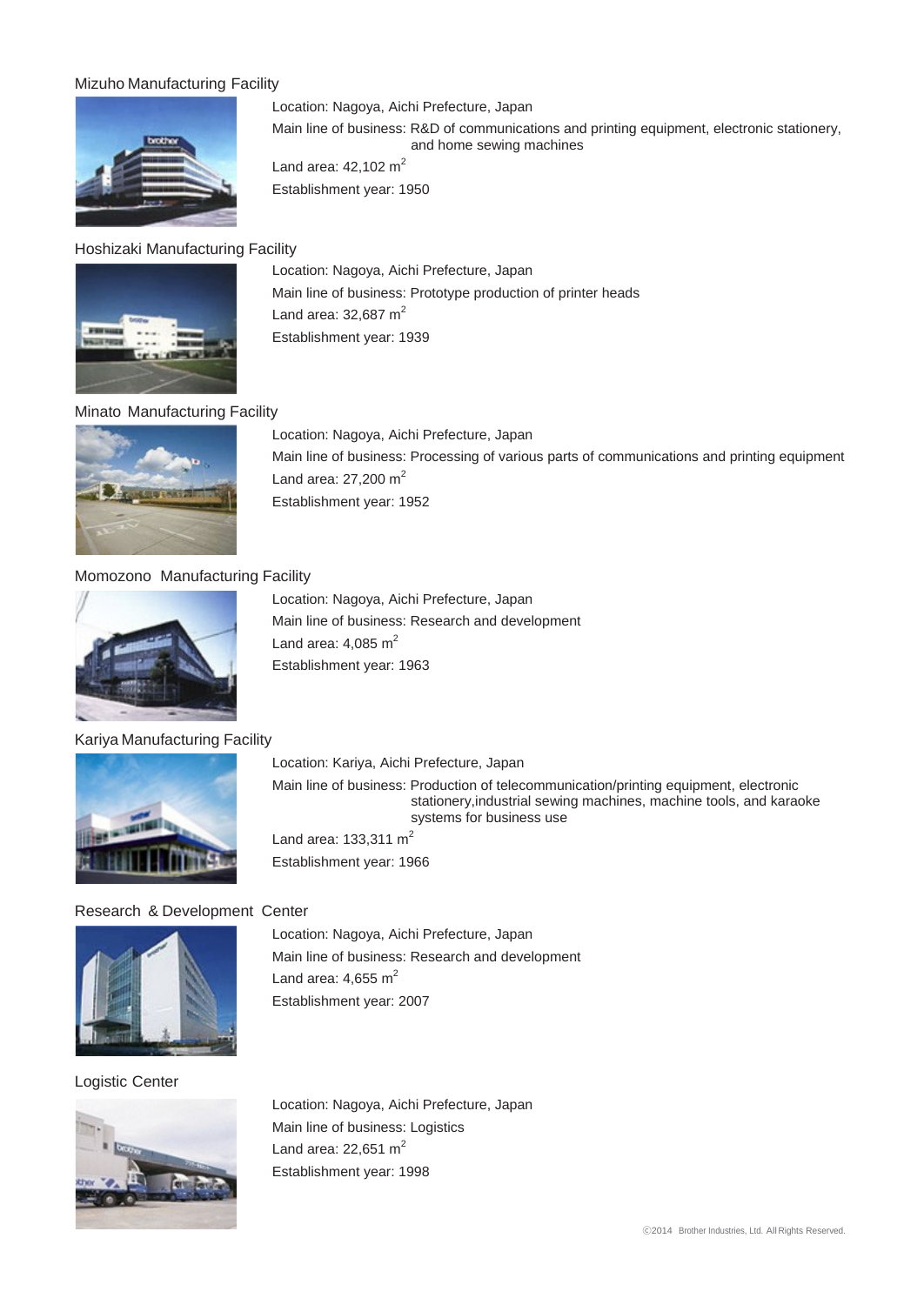## Mizuho Manufacturing Facility

Location: Nagoya, Aichi Prefecture, Japan

Main line of business: R&D of communications and printing equipment, electronic stationery, and home sewing machines

Land area: 42,102 $m^2$

Establishment year: 1950

## Hoshizaki Manufacturing Facility

Location: Nagoya, Aichi Prefecture, Japan

Main line of business: Prototype production of printer heads

Land area: 32,687 $m^2$

Establishment year: 1939

## Minato Manufacturing Facility

Location: Nagoya, Aichi Prefecture, Japan

Main line of business: Processing of various parts of communications and printing equipment

Land area: 27,200 $m^2$

Establishment year: 1952

## Momozono Manufacturing Facility

Location: Nagoya, Aichi Prefecture, Japan

Main line of business: Research and development

Land area: 4,085 $m^2$

Establishment year: 1963

## Kariya Manufacturing Facility

Location: Kariya, Aichi Prefecture, Japan

Main line of business: Production of telecommunication/printing equipment, electronic stationery,industrial sewing machines, machine tools, and karaoke systems for business use

Land area: 133,311 $m^2$

Establishment year: 1966

## Research & Development Center

Location: Nagoya, Aichi Prefecture, Japan

Main line of business: Research and development

Land area: 4,655 $m^2$

Establishment year: 2007

## Logistic Center

Location: Nagoya, Aichi Prefecture, Japan

Main line of business: Logistics

Land area: 22,651 $m^2$

Establishment year: 1998

©2014 Brother Industries, Ltd. All Rights Reserved.